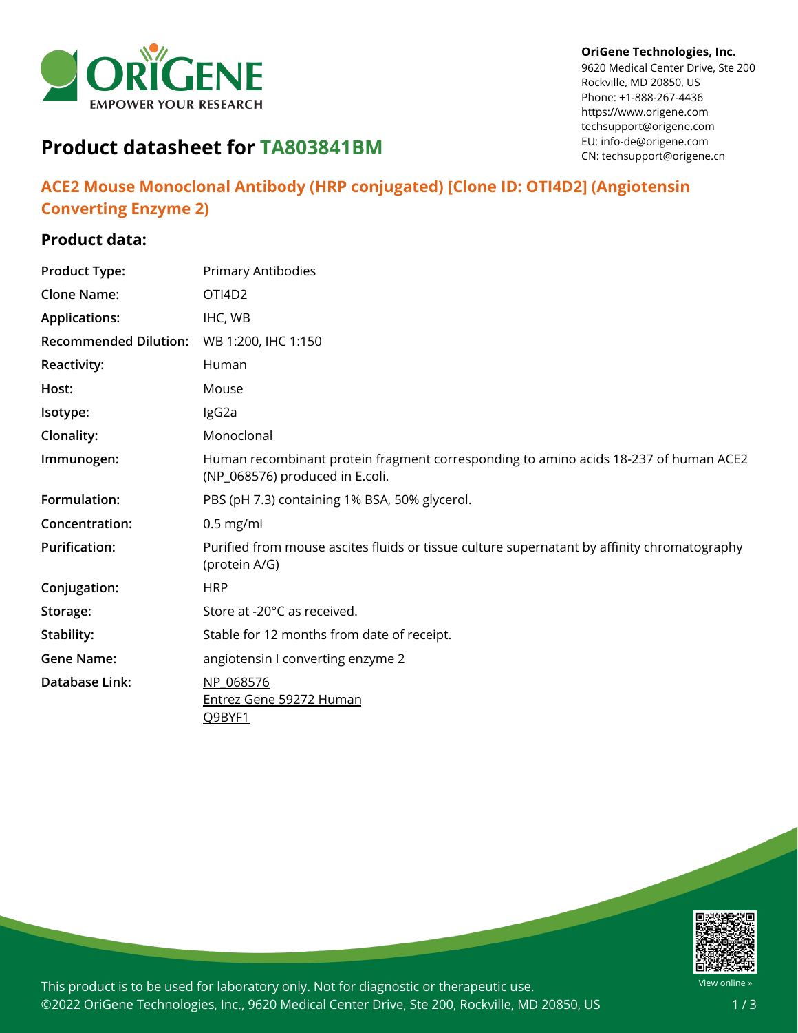OriGene Technologies, Inc.
9620 Medical Center Drive, Ste 200
Rockville, MD 20850, US
Phone: +1-888-267-4436
https://www.origene.com
techsupport@origene.com
EU: info-de@origene.com
CN: techsupport@origene.cn

# Product datasheet for TA803841BM

## ACE2 Mouse Monoclonal Antibody (HRP conjugated) [Clone ID: OTI4D2] (Angiotensin Converting Enzyme 2)

### Product data:

| | |
|---|---|
| **Product Type:** | Primary Antibodies |
| **Clone Name:** | OTI4D2 |
| **Applications:** | IHC, WB |
| **Recommended Dilution:** | WB 1:200, IHC 1:150 |
| **Reactivity:** | Human |
| **Host:** | Mouse |
| **Isotype:** | IgG2a |
| **Clonality:** | Monoclonal |
| **Immunogen:** | Human recombinant protein fragment corresponding to amino acids 18-237 of human ACE2 (NP_068576) produced in E.coli. |
| **Formulation:** | PBS (pH 7.3) containing 1% BSA, 50% glycerol. |
| **Concentration:** | 0.5 mg/ml |
| **Purification:** | Purified from mouse ascites fluids or tissue culture supernatant by affinity chromatography (protein A/G) |
| **Conjugation:** | HRP |
| **Storage:** | Store at -20°C as received. |
| **Stability:** | Stable for 12 months from date of receipt. |
| **Gene Name:** | angiotensin I converting enzyme 2 |
| **Database Link:** | NP_068576<br>Entrez Gene 59272 Human<br>Q9BYF1 |

This product is to be used for laboratory only. Not for diagnostic or therapeutic use.
©2022 OriGene Technologies, Inc., 9620 Medical Center Drive, Ste 200, Rockville, MD 20850, US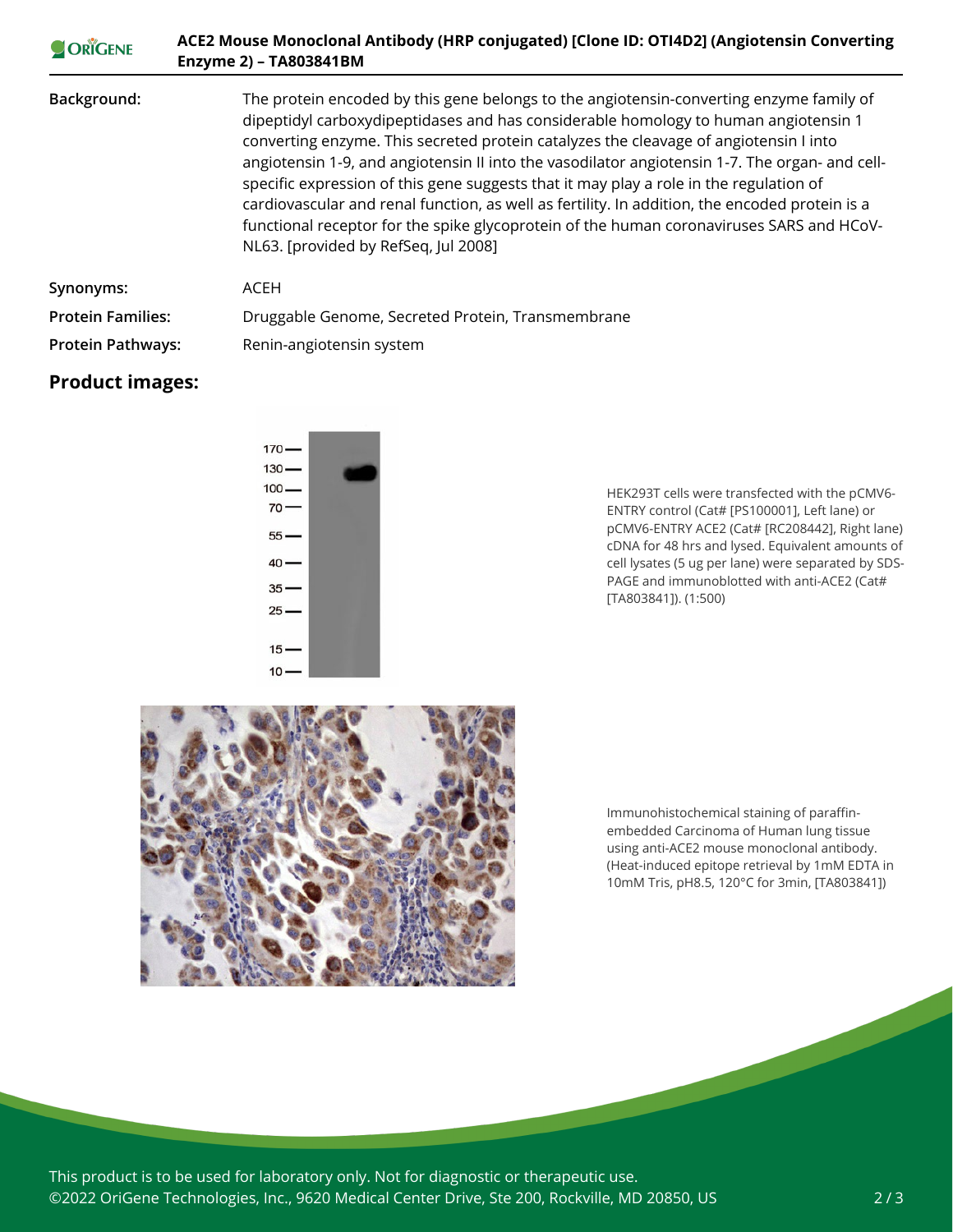| | |
|---|---|
| **Background:** | The protein encoded by this gene belongs to the angiotensin-converting enzyme family of dipeptidyl carboxydipeptidases and has considerable homology to human angiotensin 1 converting enzyme. This secreted protein catalyzes the cleavage of angiotensin I into angiotensin 1-9, and angiotensin II into the vasodilator angiotensin 1-7. The organ- and cell-specific expression of this gene suggests that it may play a role in the regulation of cardiovascular and renal function, as well as fertility. In addition, the encoded protein is a functional receptor for the spike glycoprotein of the human coronaviruses SARS and HCoV-NL63. [provided by RefSeq, Jul 2008] |
| **Synonyms:** | ACEH |
| **Protein Families:** | Druggable Genome, Secreted Protein, Transmembrane |
| **Protein Pathways:** | Renin-angiotensin system |

## Product images:

HEK293T cells were transfected with the pCMV6-ENTRY control (Cat# [PS100001], Left lane) or pCMV6-ENTRY ACE2 (Cat# [RC208442], Right lane) cDNA for 48 hrs and lysed. Equivalent amounts of cell lysates (5 ug per lane) were separated by SDS-PAGE and immunoblotted with anti-ACE2 (Cat# [TA803841]). (1:500)

Immunohistochemical staining of paraffin-embedded Carcinoma of Human lung tissue using anti-ACE2 mouse monoclonal antibody. (Heat-induced epitope retrieval by 1mM EDTA in 10mM Tris, pH8.5, 120°C for 3min, [TA803841])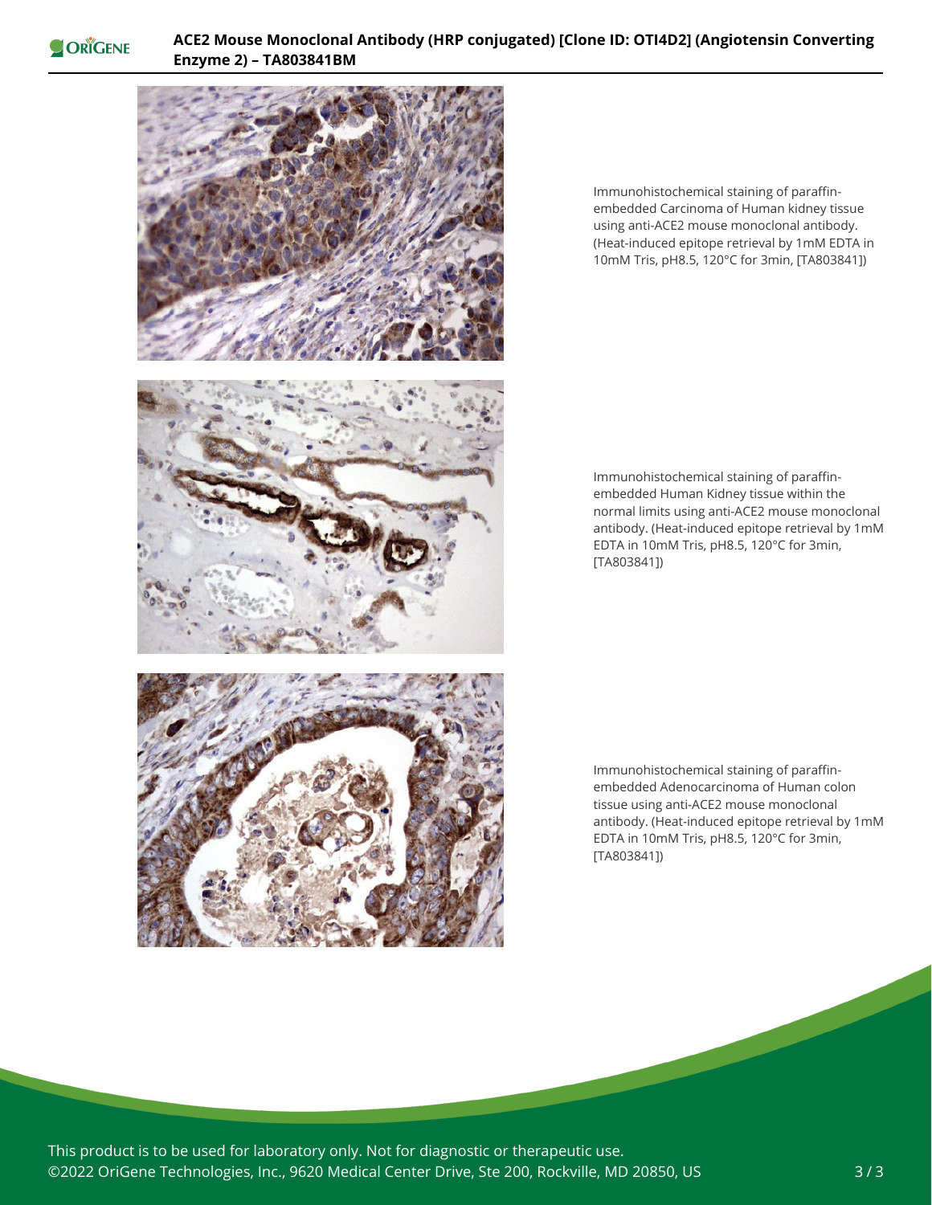Immunohistochemical staining of paraffin-embedded Carcinoma of Human kidney tissue using anti-ACE2 mouse monoclonal antibody. (Heat-induced epitope retrieval by 1mM EDTA in 10mM Tris, pH8.5, 120°C for 3min, [TA803841])

Immunohistochemical staining of paraffin-embedded Human Kidney tissue within the normal limits using anti-ACE2 mouse monoclonal antibody. (Heat-induced epitope retrieval by 1mM EDTA in 10mM Tris, pH8.5, 120°C for 3min, [TA803841])

Immunohistochemical staining of paraffin-embedded Adenocarcinoma of Human colon tissue using anti-ACE2 mouse monoclonal antibody. (Heat-induced epitope retrieval by 1mM EDTA in 10mM Tris, pH8.5, 120°C for 3min, [TA803841])

This product is to be used for laboratory only. Not for diagnostic or therapeutic use.
©2022 OriGene Technologies, Inc., 9620 Medical Center Drive, Ste 200, Rockville, MD 20850, US